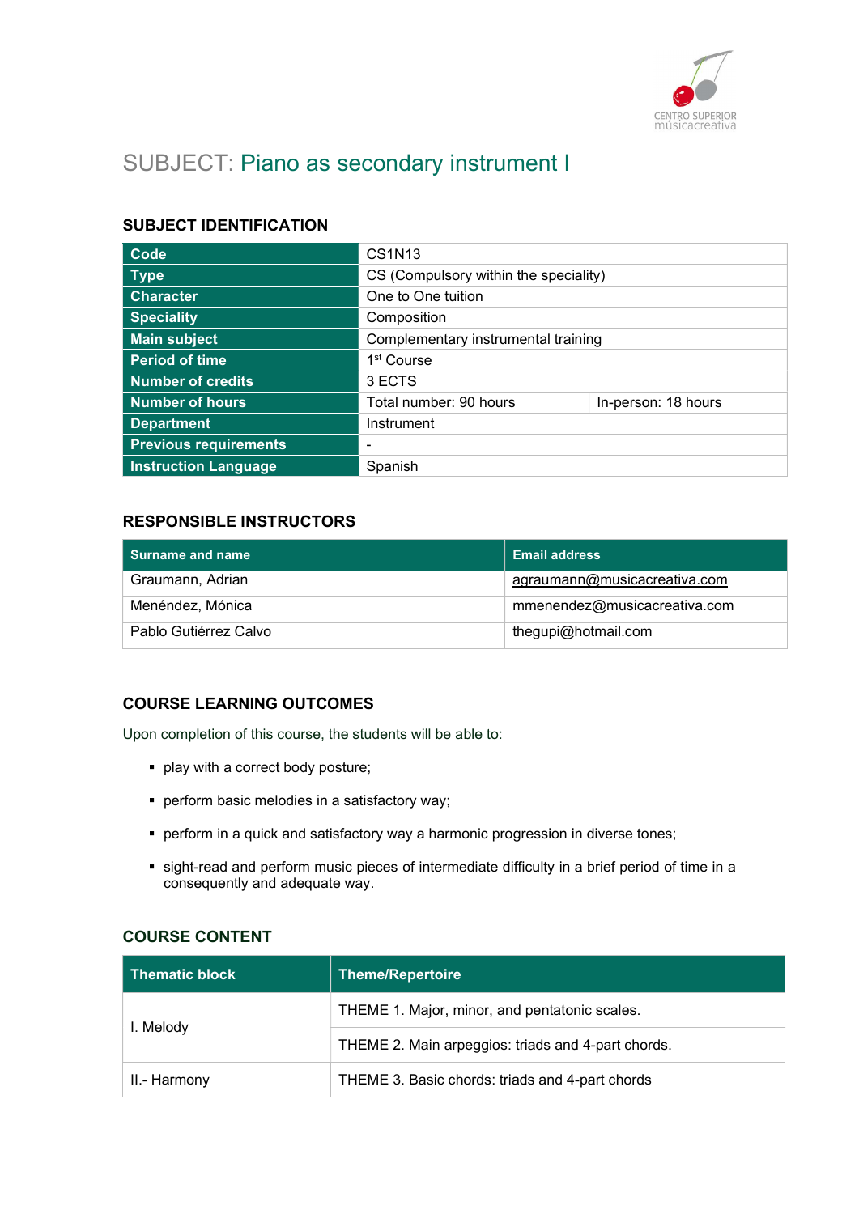# SUBJECT: Piano as secondary instrument I

## SUBJECT IDENTIFICATION

| | | |
|---|---|---|
| **Code** | CS1N13 | |
| **Type** | CS (Compulsory within the speciality) | |
| **Character** | One to One tuition | |
| **Speciality** | Composition | |
| **Main subject** | Complementary instrumental training | |
| **Period of time** | 1st Course | |
| **Number of credits** | 3 ECTS | |
| **Number of hours** | Total number: 90 hours | In-person: 18 hours |
| **Department** | Instrument | |
| **Previous requirements** | - | |
| **Instruction Language** | Spanish | |

## RESPONSIBLE INSTRUCTORS

| Surname and name | Email address |
|---|---|
| Graumann, Adrian | agraumann@musicacreativa.com |
| Menéndez, Mónica | mmenendez@musicacreativa.com |
| Pablo Gutiérrez Calvo | thegupi@hotmail.com |

## COURSE LEARNING OUTCOMES

Upon completion of this course, the students will be able to:

- play with a correct body posture;
- perform basic melodies in a satisfactory way;
- perform in a quick and satisfactory way a harmonic progression in diverse tones;
- sight-read and perform music pieces of intermediate difficulty in a brief period of time in a consequently and adequate way.

## COURSE CONTENT

| Thematic block | Theme/Repertoire |
|---|---|
| I. Melody | THEME 1. Major, minor, and pentatonic scales. |
| | THEME 2. Main arpeggios: triads and 4-part chords. |
| II.- Harmony | THEME 3. Basic chords: triads and 4-part chords |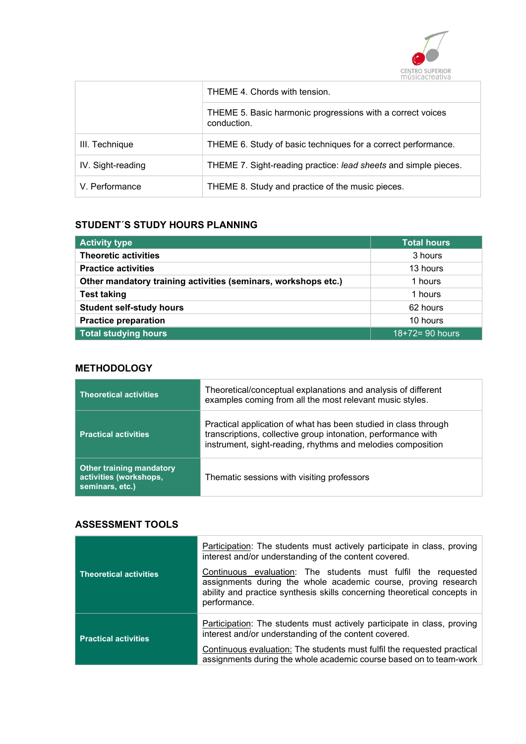| | |
|---|---|
| | THEME 4. Chords with tension. |
| | THEME 5. Basic harmonic progressions with a correct voices conduction. |
| III. Technique | THEME 6. Study of basic techniques for a correct performance. |
| IV. Sight-reading | THEME 7. Sight-reading practice: *lead sheets* and simple pieces. |
| V. Performance | THEME 8. Study and practice of the music pieces. |

## STUDENT´S STUDY HOURS PLANNING

| Activity type | Total hours |
|---|---|
| **Theoretic activities** | 3 hours |
| **Practice activities** | 13 hours |
| **Other mandatory training activities (seminars, workshops etc.)** | 1 hours |
| **Test taking** | 1 hours |
| **Student self-study hours** | 62 hours |
| **Practice preparation** | 10 hours |
| **Total studying hours** | 18+72= 90 hours |

## METHODOLOGY

| | |
|---|---|
| **Theoretical activities** | Theoretical/conceptual explanations and analysis of different examples coming from all the most relevant music styles. |
| **Practical activities** | Practical application of what has been studied in class through transcriptions, collective group intonation, performance with instrument, sight-reading, rhythms and melodies composition |
| **Other training mandatory activities (workshops, seminars, etc.)** | Thematic sessions with visiting professors |

## ASSESSMENT TOOLS

| | |
|---|---|
| **Theoretical activities** | Participation: The students must actively participate in class, proving interest and/or understanding of the content covered.<br><br>Continuous evaluation: The students must fulfil the requested assignments during the whole academic course, proving research ability and practice synthesis skills concerning theoretical concepts in performance. |
| **Practical activities** | Participation: The students must actively participate in class, proving interest and/or understanding of the content covered.<br><br>Continuous evaluation: The students must fulfil the requested practical assignments during the whole academic course based on to team-work |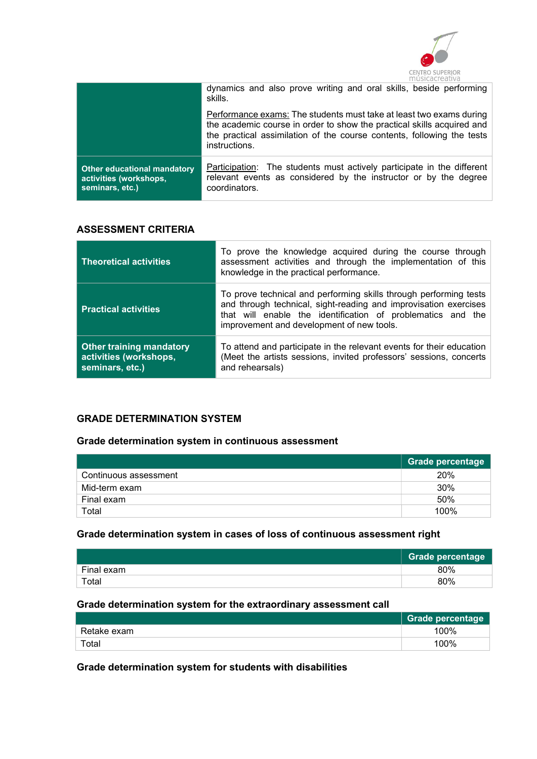| | |
|---|---|
| | dynamics and also prove writing and oral skills, beside performing skills.<br><br>Performance exams: The students must take at least two exams during the academic course in order to show the practical skills acquired and the practical assimilation of the course contents, following the tests instructions. |
| **Other educational mandatory activities (workshops, seminars, etc.)** | Participation: The students must actively participate in the different relevant events as considered by the instructor or by the degree coordinators. |

## ASSESSMENT CRITERIA

| | |
|---|---|
| **Theoretical activities** | To prove the knowledge acquired during the course through assessment activities and through the implementation of this knowledge in the practical performance. |
| **Practical activities** | To prove technical and performing skills through performing tests and through technical, sight-reading and improvisation exercises that will enable the identification of problematics and the improvement and development of new tools. |
| **Other training mandatory activities (workshops, seminars, etc.)** | To attend and participate in the relevant events for their education (Meet the artists sessions, invited professors' sessions, concerts and rehearsals) |

## GRADE DETERMINATION SYSTEM

### Grade determination system in continuous assessment

| | Grade percentage |
|---|---|
| Continuous assessment | 20% |
| Mid-term exam | 30% |
| Final exam | 50% |
| Total | 100% |

### Grade determination system in cases of loss of continuous assessment right

| | Grade percentage |
|---|---|
| Final exam | 80% |
| Total | 80% |

### Grade determination system for the extraordinary assessment call

| | Grade percentage |
|---|---|
| Retake exam | 100% |
| Total | 100% |

### Grade determination system for students with disabilities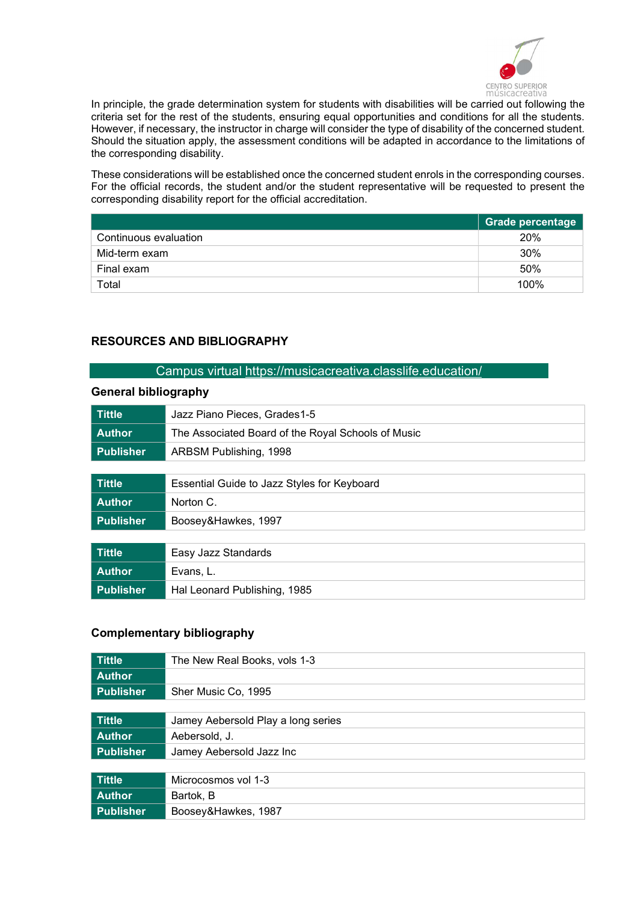In principle, the grade determination system for students with disabilities will be carried out following the criteria set for the rest of the students, ensuring equal opportunities and conditions for all the students. However, if necessary, the instructor in charge will consider the type of disability of the concerned student. Should the situation apply, the assessment conditions will be adapted in accordance to the limitations of the corresponding disability.

These considerations will be established once the concerned student enrols in the corresponding courses. For the official records, the student and/or the student representative will be requested to present the corresponding disability report for the official accreditation.

| | Grade percentage |
|---|---|
| Continuous evaluation | 20% |
| Mid-term exam | 30% |
| Final exam | 50% |
| Total | 100% |

## RESOURCES AND BIBLIOGRAPHY

Campus virtual https://musicacreativa.classlife.education/

### General bibliography

| | |
|---|---|
| **Tittle** | Jazz Piano Pieces, Grades1-5 |
| **Author** | The Associated Board of the Royal Schools of Music |
| **Publisher** | ARBSM Publishing, 1998 |

| | |
|---|---|
| **Tittle** | Essential Guide to Jazz Styles for Keyboard |
| **Author** | Norton C. |
| **Publisher** | Boosey&Hawkes, 1997 |

| | |
|---|---|
| **Tittle** | Easy Jazz Standards |
| **Author** | Evans, L. |
| **Publisher** | Hal Leonard Publishing, 1985 |

### Complementary bibliography

| | |
|---|---|
| **Tittle** | The New Real Books, vols 1-3 |
| **Author** | |
| **Publisher** | Sher Music Co, 1995 |

| | |
|---|---|
| **Tittle** | Jamey Aebersold Play a long series |
| **Author** | Aebersold, J. |
| **Publisher** | Jamey Aebersold Jazz Inc |

| | |
|---|---|
| **Tittle** | Microcosmos vol 1-3 |
| **Author** | Bartok, B |
| **Publisher** | Boosey&Hawkes, 1987 |